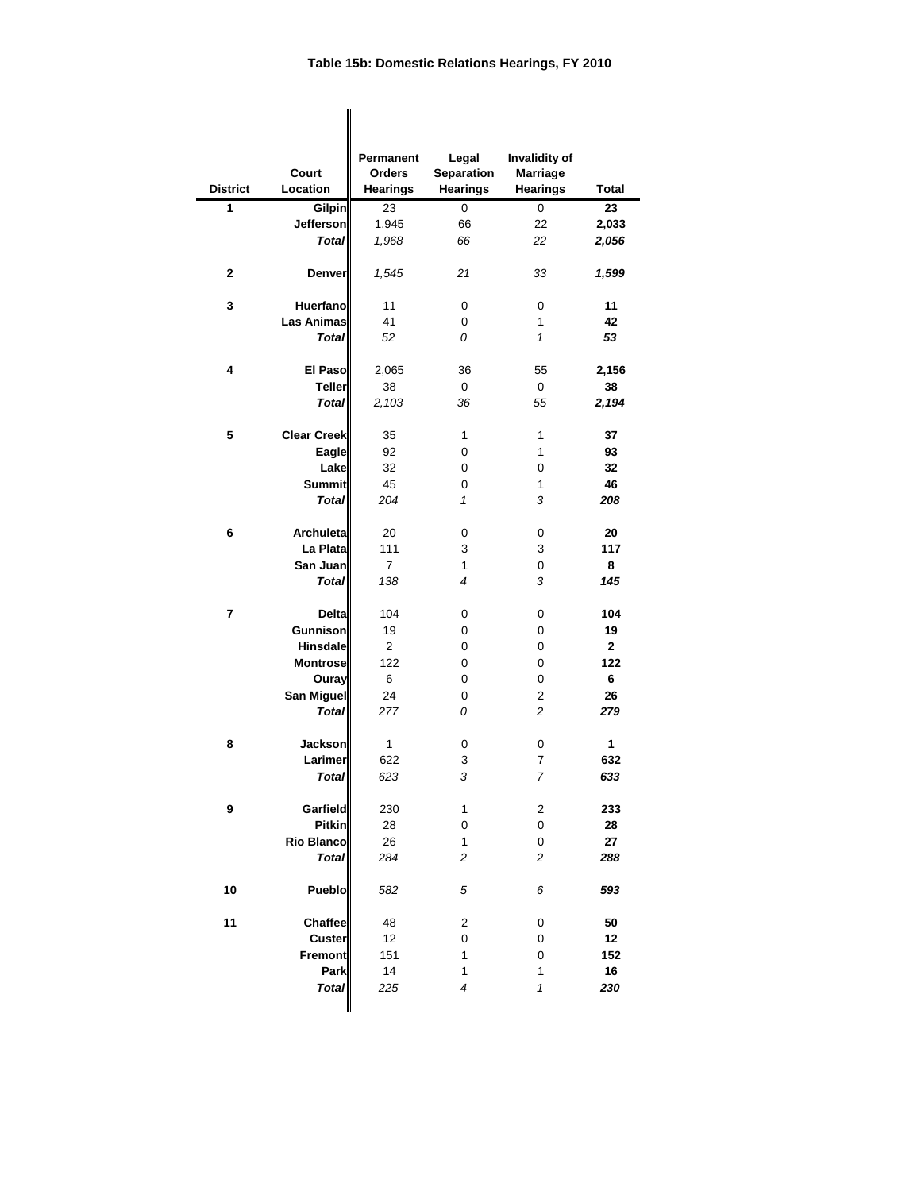**Table 15b: Domestic Relations Hearings, FY 2010**

| District | Court Location | Permanent Orders Hearings | Legal Separation Hearings | Invalidity of Marriage Hearings | Total |
|---|---|---|---|---|---|
| 1 | Gilpin | 23 | 0 | 0 | **23** |
| | Jefferson | 1,945 | 66 | 22 | **2,033** |
| | ***Total*** | *1,968* | *66* | *22* | ***2,056*** |
| 2 | Denver | *1,545* | *21* | *33* | ***1,599*** |
| 3 | Huerfano | 11 | 0 | 0 | **11** |
| | Las Animas | 41 | 0 | 1 | **42** |
| | ***Total*** | *52* | *0* | *1* | ***53*** |
| 4 | El Paso | 2,065 | 36 | 55 | **2,156** |
| | Teller | 38 | 0 | 0 | **38** |
| | ***Total*** | *2,103* | *36* | *55* | ***2,194*** |
| 5 | Clear Creek | 35 | 1 | 1 | **37** |
| | Eagle | 92 | 0 | 1 | **93** |
| | Lake | 32 | 0 | 0 | **32** |
| | Summit | 45 | 0 | 1 | **46** |
| | ***Total*** | *204* | *1* | *3* | ***208*** |
| 6 | Archuleta | 20 | 0 | 0 | **20** |
| | La Plata | 111 | 3 | 3 | **117** |
| | San Juan | 7 | 1 | 0 | **8** |
| | ***Total*** | *138* | *4* | *3* | ***145*** |
| 7 | Delta | 104 | 0 | 0 | **104** |
| | Gunnison | 19 | 0 | 0 | **19** |
| | Hinsdale | 2 | 0 | 0 | **2** |
| | Montrose | 122 | 0 | 0 | **122** |
| | Ouray | 6 | 0 | 0 | **6** |
| | San Miguel | 24 | 0 | 2 | **26** |
| | ***Total*** | *277* | *0* | *2* | ***279*** |
| 8 | Jackson | 1 | 0 | 0 | **1** |
| | Larimer | 622 | 3 | 7 | **632** |
| | ***Total*** | *623* | *3* | *7* | ***633*** |
| 9 | Garfield | 230 | 1 | 2 | **233** |
| | Pitkin | 28 | 0 | 0 | **28** |
| | Rio Blanco | 26 | 1 | 0 | **27** |
| | ***Total*** | *284* | *2* | *2* | ***288*** |
| 10 | Pueblo | *582* | *5* | *6* | ***593*** |
| 11 | Chaffee | 48 | 2 | 0 | **50** |
| | Custer | 12 | 0 | 0 | **12** |
| | Fremont | 151 | 1 | 0 | **152** |
| | Park | 14 | 1 | 1 | **16** |
| | ***Total*** | *225* | *4* | *1* | ***230*** |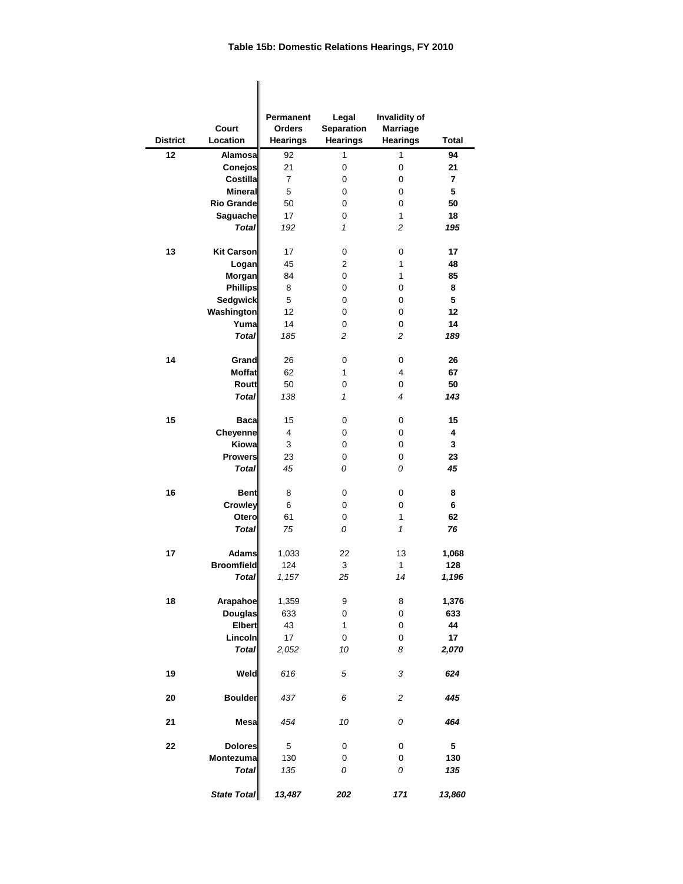**Table 15b: Domestic Relations Hearings, FY 2010**

| District | Court Location | Permanent Orders Hearings | Legal Separation Hearings | Invalidity of Marriage Hearings | Total |
|---|---|---|---|---|---|
| **12** | **Alamosa** | 92 | 1 | 1 | **94** |
| | **Conejos** | 21 | 0 | 0 | **21** |
| | **Costilla** | 7 | 0 | 0 | **7** |
| | **Mineral** | 5 | 0 | 0 | **5** |
| | **Rio Grande** | 50 | 0 | 0 | **50** |
| | **Saguache** | 17 | 0 | 1 | **18** |
| | ***Total*** | *192* | *1* | *2* | ***195*** |
| **13** | **Kit Carson** | 17 | 0 | 0 | **17** |
| | **Logan** | 45 | 2 | 1 | **48** |
| | **Morgan** | 84 | 0 | 1 | **85** |
| | **Phillips** | 8 | 0 | 0 | **8** |
| | **Sedgwick** | 5 | 0 | 0 | **5** |
| | **Washington** | 12 | 0 | 0 | **12** |
| | **Yuma** | 14 | 0 | 0 | **14** |
| | ***Total*** | *185* | *2* | *2* | ***189*** |
| **14** | **Grand** | 26 | 0 | 0 | **26** |
| | **Moffat** | 62 | 1 | 4 | **67** |
| | **Routt** | 50 | 0 | 0 | **50** |
| | ***Total*** | *138* | *1* | *4* | ***143*** |
| **15** | **Baca** | 15 | 0 | 0 | **15** |
| | **Cheyenne** | 4 | 0 | 0 | **4** |
| | **Kiowa** | 3 | 0 | 0 | **3** |
| | **Prowers** | 23 | 0 | 0 | **23** |
| | ***Total*** | *45* | *0* | *0* | ***45*** |
| **16** | **Bent** | 8 | 0 | 0 | **8** |
| | **Crowley** | 6 | 0 | 0 | **6** |
| | **Otero** | 61 | 0 | 1 | **62** |
| | ***Total*** | *75* | *0* | *1* | ***76*** |
| **17** | **Adams** | 1,033 | 22 | 13 | **1,068** |
| | **Broomfield** | 124 | 3 | 1 | **128** |
| | ***Total*** | *1,157* | *25* | *14* | ***1,196*** |
| **18** | **Arapahoe** | 1,359 | 9 | 8 | **1,376** |
| | **Douglas** | 633 | 0 | 0 | **633** |
| | **Elbert** | 43 | 1 | 0 | **44** |
| | **Lincoln** | 17 | 0 | 0 | **17** |
| | ***Total*** | *2,052* | *10* | *8* | ***2,070*** |
| **19** | **Weld** | *616* | *5* | *3* | ***624*** |
| **20** | **Boulder** | *437* | *6* | *2* | ***445*** |
| **21** | **Mesa** | *454* | *10* | *0* | ***464*** |
| **22** | **Dolores** | 5 | 0 | 0 | **5** |
| | **Montezuma** | 130 | 0 | 0 | **130** |
| | ***Total*** | *135* | *0* | *0* | ***135*** |
| | ***State Total*** | ***13,487*** | ***202*** | ***171*** | ***13,860*** |